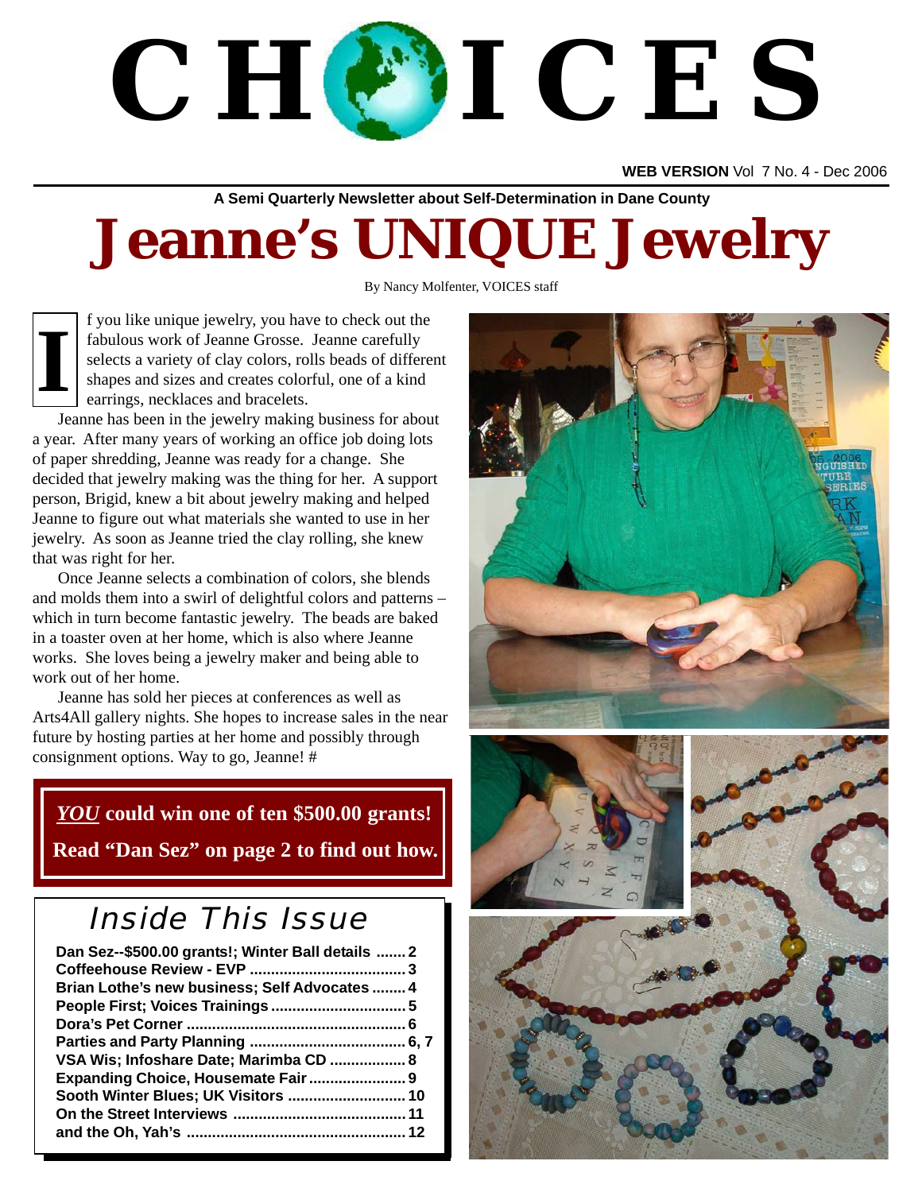# CHOICES

**WEB VERSION** Vol 7 No. 4 - Dec 2006

**A Semi Quarterly Newsletter about Self-Determination in Dane County**

# Jeanne's UNIQUE Jewelry

By Nancy Molfenter, VOICES staff

If you like unique jewelry, you have to check out the fabulous work of Jeanne Grosse. Jeanne carefully selects a variety of clay colors, rolls beads of different shapes and sizes and creates colorful, one of a kind earrings, necklaces and bracelets.

Jeanne has been in the jewelry making business for about a year. After many years of working an office job doing lots of paper shredding, Jeanne was ready for a change. She decided that jewelry making was the thing for her. A support person, Brigid, knew a bit about jewelry making and helped Jeanne to figure out what materials she wanted to use in her jewelry. As soon as Jeanne tried the clay rolling, she knew that was right for her.

Once Jeanne selects a combination of colors, she blends and molds them into a swirl of delightful colors and patterns – which in turn become fantastic jewelry. The beads are baked in a toaster oven at her home, which is also where Jeanne works. She loves being a jewelry maker and being able to work out of her home.

Jeanne has sold her pieces at conferences as well as Arts4All gallery nights. She hopes to increase sales in the near future by hosting parties at her home and possibly through consignment options. Way to go, Jeanne! #

**_YOU_ could win one of ten $500.00 grants!**

**Read "Dan Sez" on page 2 to find out how.**

## Inside This Issue

- **Dan Sez--$500.00 grants!; Winter Ball details ....... 2**
- **Coffeehouse Review - EVP .................................... 3**
- **Brian Lothe's new business; Self Advocates ........ 4**
- **People First; Voices Trainings ............................... 5**
- **Dora's Pet Corner ................................................... 6**
- **Parties and Party Planning .................................... 6, 7**
- **VSA Wis; Infoshare Date; Marimba CD ................. 8**
- **Expanding Choice, Housemate Fair ...................... 9**
- **Sooth Winter Blues; UK Visitors ........................... 10**
- **On the Street Interviews ........................................ 11**
- **and the Oh, Yah's ................................................... 12**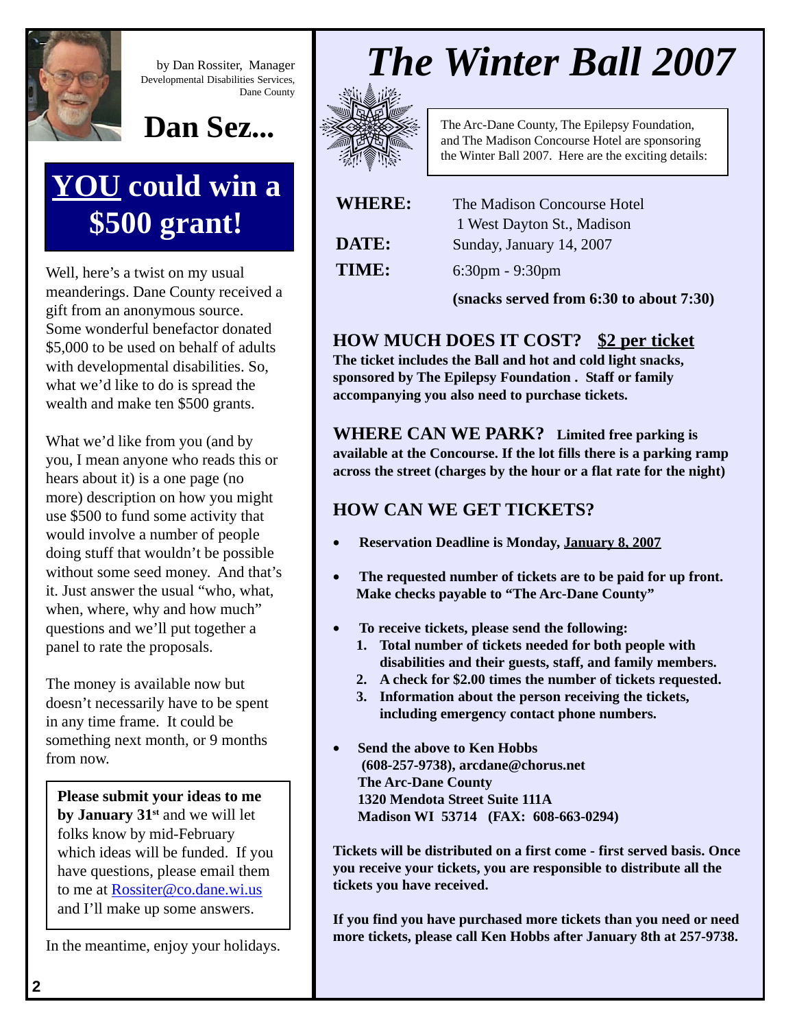by Dan Rossiter, Manager
Developmental Disabilities Services, Dane County

# Dan Sez...

## YOU could win a $500 grant!

Well, here's a twist on my usual meanderings. Dane County received a gift from an anonymous source. Some wonderful benefactor donated $5,000 to be used on behalf of adults with developmental disabilities. So, what we'd like to do is spread the wealth and make ten $500 grants.

What we'd like from you (and by you, I mean anyone who reads this or hears about it) is a one page (no more) description on how you might use $500 to fund some activity that would involve a number of people doing stuff that wouldn't be possible without some seed money. And that's it. Just answer the usual "who, what, when, where, why and how much" questions and we'll put together a panel to rate the proposals.

The money is available now but doesn't necessarily have to be spent in any time frame. It could be something next month, or 9 months from now.

**Please submit your ideas to me by January 31st** and we will let folks know by mid-February which ideas will be funded. If you have questions, please email them to me at Rossiter@co.dane.wi.us and I'll make up some answers.

In the meantime, enjoy your holidays.

# *The Winter Ball 2007*

The Arc-Dane County, The Epilepsy Foundation, and The Madison Concourse Hotel are sponsoring the Winter Ball 2007. Here are the exciting details:

**WHERE:** The Madison Concourse Hotel, 1 West Dayton St., Madison

**DATE:** Sunday, January 14, 2007

**TIME:** 6:30pm - 9:30pm

**(snacks served from 6:30 to about 7:30)**

### HOW MUCH DOES IT COST? $2 per ticket

**The ticket includes the Ball and hot and cold light snacks, sponsored by The Epilepsy Foundation . Staff or family accompanying you also need to purchase tickets.**

### WHERE CAN WE PARK?

**Limited free parking is available at the Concourse. If the lot fills there is a parking ramp across the street (charges by the hour or a flat rate for the night)**

### HOW CAN WE GET TICKETS?

- **Reservation Deadline is Monday, January 8, 2007**
- **The requested number of tickets are to be paid for up front. Make checks payable to "The Arc-Dane County"**
- **To receive tickets, please send the following:**
  1. **Total number of tickets needed for both people with disabilities and their guests, staff, and family members.**
  2. **A check for $2.00 times the number of tickets requested.**
  3. **Information about the person receiving the tickets, including emergency contact phone numbers.**
- **Send the above to Ken Hobbs (608-257-9738), arcdane@chorus.net**
  **The Arc-Dane County**
  **1320 Mendota Street Suite 111A**
  **Madison WI 53714 (FAX: 608-663-0294)**

**Tickets will be distributed on a first come - first served basis. Once you receive your tickets, you are responsible to distribute all the tickets you have received.**

**If you find you have purchased more tickets than you need or need more tickets, please call Ken Hobbs after January 8th at 257-9738.**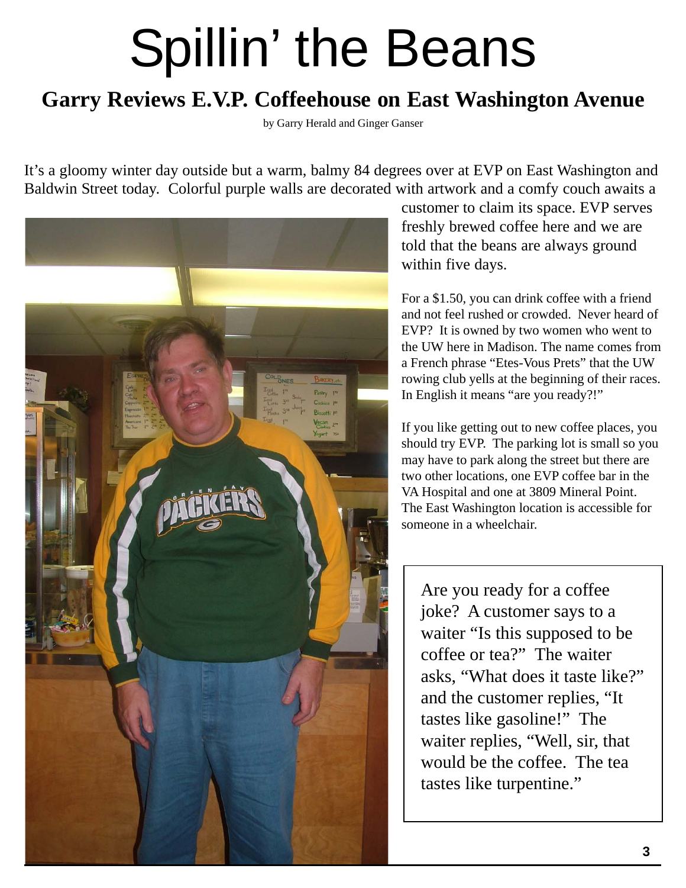# Spillin' the Beans

## Garry Reviews E.V.P. Coffeehouse on East Washington Avenue

by Garry Herald and Ginger Ganser

It's a gloomy winter day outside but a warm, balmy 84 degrees over at EVP on East Washington and Baldwin Street today. Colorful purple walls are decorated with artwork and a comfy couch awaits a customer to claim its space. EVP serves freshly brewed coffee here and we are told that the beans are always ground within five days.

For a $1.50, you can drink coffee with a friend and not feel rushed or crowded. Never heard of EVP? It is owned by two women who went to the UW here in Madison. The name comes from a French phrase "Etes-Vous Prets" that the UW rowing club yells at the beginning of their races. In English it means "are you ready?!"

If you like getting out to new coffee places, you should try EVP. The parking lot is small so you may have to park along the street but there are two other locations, one EVP coffee bar in the VA Hospital and one at 3809 Mineral Point. The East Washington location is accessible for someone in a wheelchair.

Are you ready for a coffee joke? A customer says to a waiter "Is this supposed to be coffee or tea?" The waiter asks, "What does it taste like?" and the customer replies, "It tastes like gasoline!" The waiter replies, "Well, sir, that would be the coffee. The tea tastes like turpentine."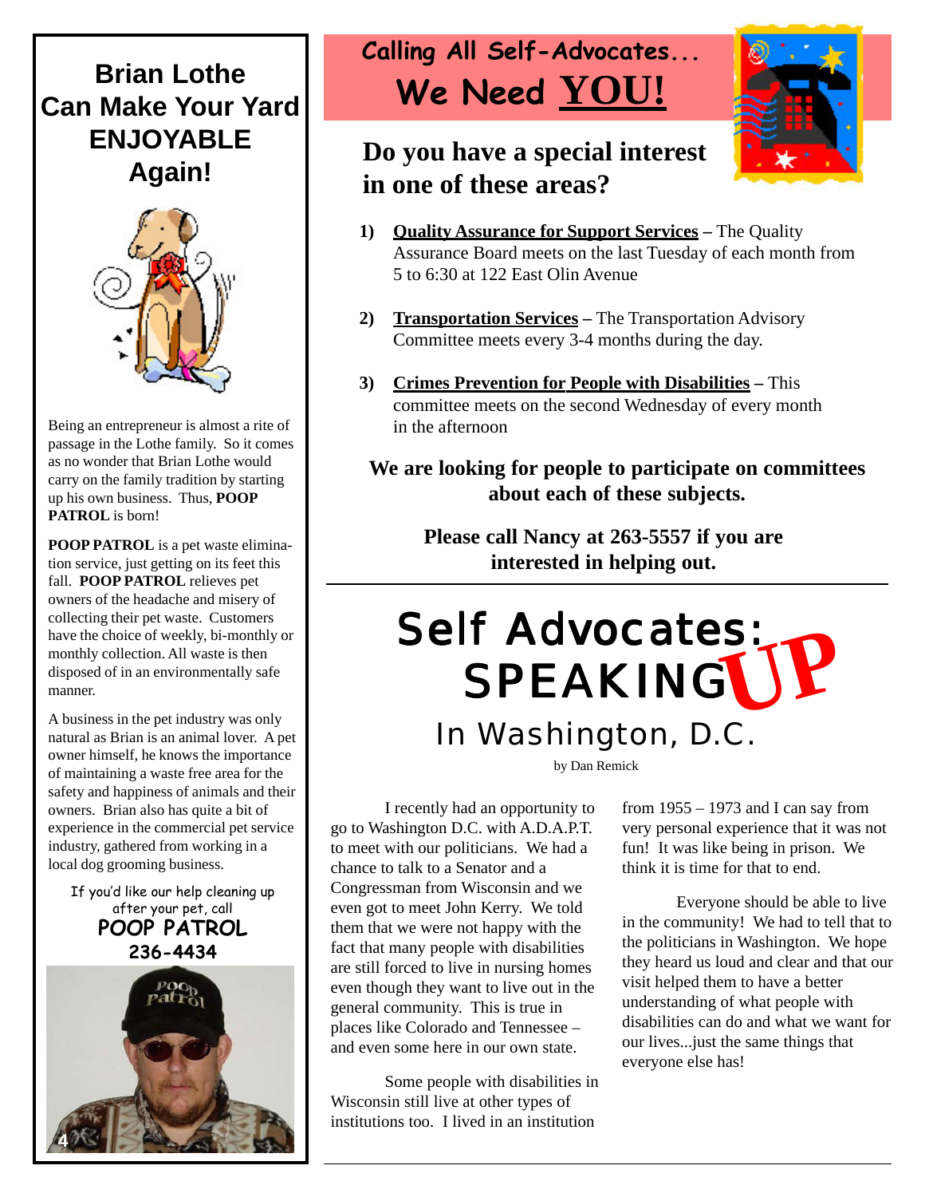# Brian Lothe Can Make Your Yard ENJOYABLE Again!

Being an entrepreneur is almost a rite of passage in the Lothe family. So it comes as no wonder that Brian Lothe would carry on the family tradition by starting up his own business. Thus, **POOP PATROL** is born!

**POOP PATROL** is a pet waste elimination service, just getting on its feet this fall. **POOP PATROL** relieves pet owners of the headache and misery of collecting their pet waste. Customers have the choice of weekly, bi-monthly or monthly collection. All waste is then disposed of in an environmentally safe manner.

A business in the pet industry was only natural as Brian is an animal lover. A pet owner himself, he knows the importance of maintaining a waste free area for the safety and happiness of animals and their owners. Brian also has quite a bit of experience in the commercial pet service industry, gathered from working in a local dog grooming business.

If you'd like our help cleaning up after your pet, call
**POOP PATROL**
**236-4434**

## Calling All Self-Advocates... We Need <u>YOU!</u>

### Do you have a special interest in one of these areas?

1) **<u>Quality Assurance for Support Services</u> –** The Quality Assurance Board meets on the last Tuesday of each month from 5 to 6:30 at 122 East Olin Avenue

2) **<u>Transportation Services</u> –** The Transportation Advisory Committee meets every 3-4 months during the day.

3) **<u>Crimes Prevention for People with Disabilities</u> –** This committee meets on the second Wednesday of every month in the afternoon

**We are looking for people to participate on committees about each of these subjects.**

**Please call Nancy at 263-5557 if you are interested in helping out.**

# Self Advocates: SPEAKING UP In Washington, D.C.

by Dan Remick

I recently had an opportunity to go to Washington D.C. with A.D.A.P.T. to meet with our politicians. We had a chance to talk to a Senator and a Congressman from Wisconsin and we even got to meet John Kerry. We told them that we were not happy with the fact that many people with disabilities are still forced to live in nursing homes even though they want to live out in the general community. This is true in places like Colorado and Tennessee – and even some here in our own state.

Some people with disabilities in Wisconsin still live at other types of institutions too. I lived in an institution from 1955 – 1973 and I can say from very personal experience that it was not fun! It was like being in prison. We think it is time for that to end.

Everyone should be able to live in the community! We had to tell that to the politicians in Washington. We hope they heard us loud and clear and that our visit helped them to have a better understanding of what people with disabilities can do and what we want for our lives...just the same things that everyone else has!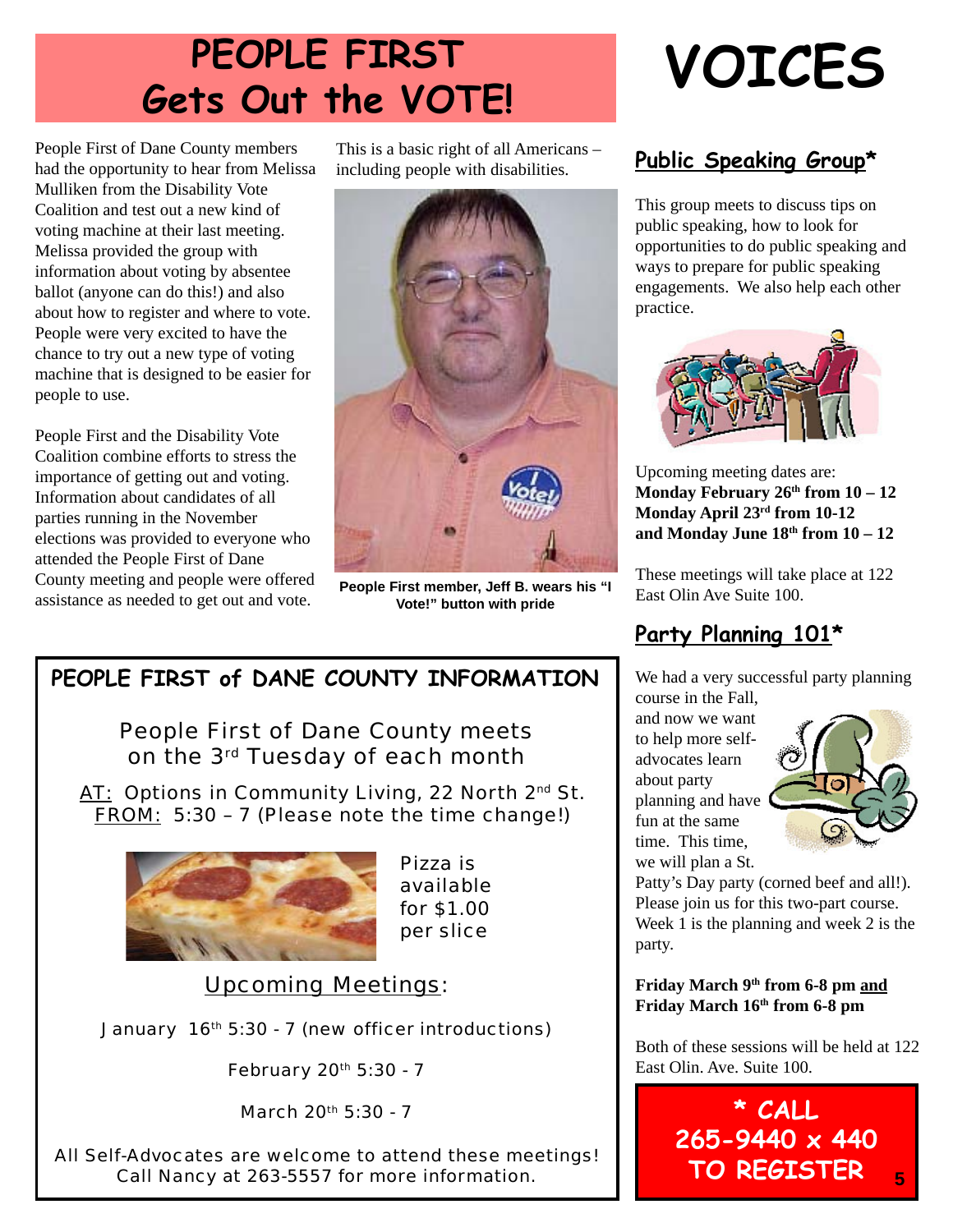# PEOPLE FIRST Gets Out the VOTE!

People First of Dane County members had the opportunity to hear from Melissa Mulliken from the Disability Vote Coalition and test out a new kind of voting machine at their last meeting. Melissa provided the group with information about voting by absentee ballot (anyone can do this!) and also about how to register and where to vote. People were very excited to have the chance to try out a new type of voting machine that is designed to be easier for people to use.

People First and the Disability Vote Coalition combine efforts to stress the importance of getting out and voting. Information about candidates of all parties running in the November elections was provided to everyone who attended the People First of Dane County meeting and people were offered assistance as needed to get out and vote. This is a basic right of all Americans – including people with disabilities.

**People First member, Jeff B. wears his "I Vote!" button with pride**

## PEOPLE FIRST of DANE COUNTY INFORMATION

People First of Dane County meets on the 3rd Tuesday of each month

AT: Options in Community Living, 22 North 2nd St.
FROM: 5:30 – 7 (Please note the time change!)

Pizza is available for $1.00 per slice

Upcoming Meetings:

January 16th 5:30 - 7 (new officer introductions)

February 20th 5:30 - 7

March 20th 5:30 - 7

All Self-Advocates are welcome to attend these meetings! Call Nancy at 263-5557 for more information.

# VOICES

## Public Speaking Group*

This group meets to discuss tips on public speaking, how to look for opportunities to do public speaking and ways to prepare for public speaking engagements. We also help each other practice.

Upcoming meeting dates are:
**Monday February 26th from 10 – 12**
**Monday April 23rd from 10-12**
**and Monday June 18th from 10 – 12**

These meetings will take place at 122 East Olin Ave Suite 100.

## Party Planning 101*

We had a very successful party planning course in the Fall, and now we want to help more self-advocates learn about party planning and have fun at the same time. This time, we will plan a St. Patty's Day party (corned beef and all!). Please join us for this two-part course. Week 1 is the planning and week 2 is the party.

**Friday March 9th from 6-8 pm and**
**Friday March 16th from 6-8 pm**

Both of these sessions will be held at 122 East Olin. Ave. Suite 100.

**\* CALL 265-9440 x 440 TO REGISTER**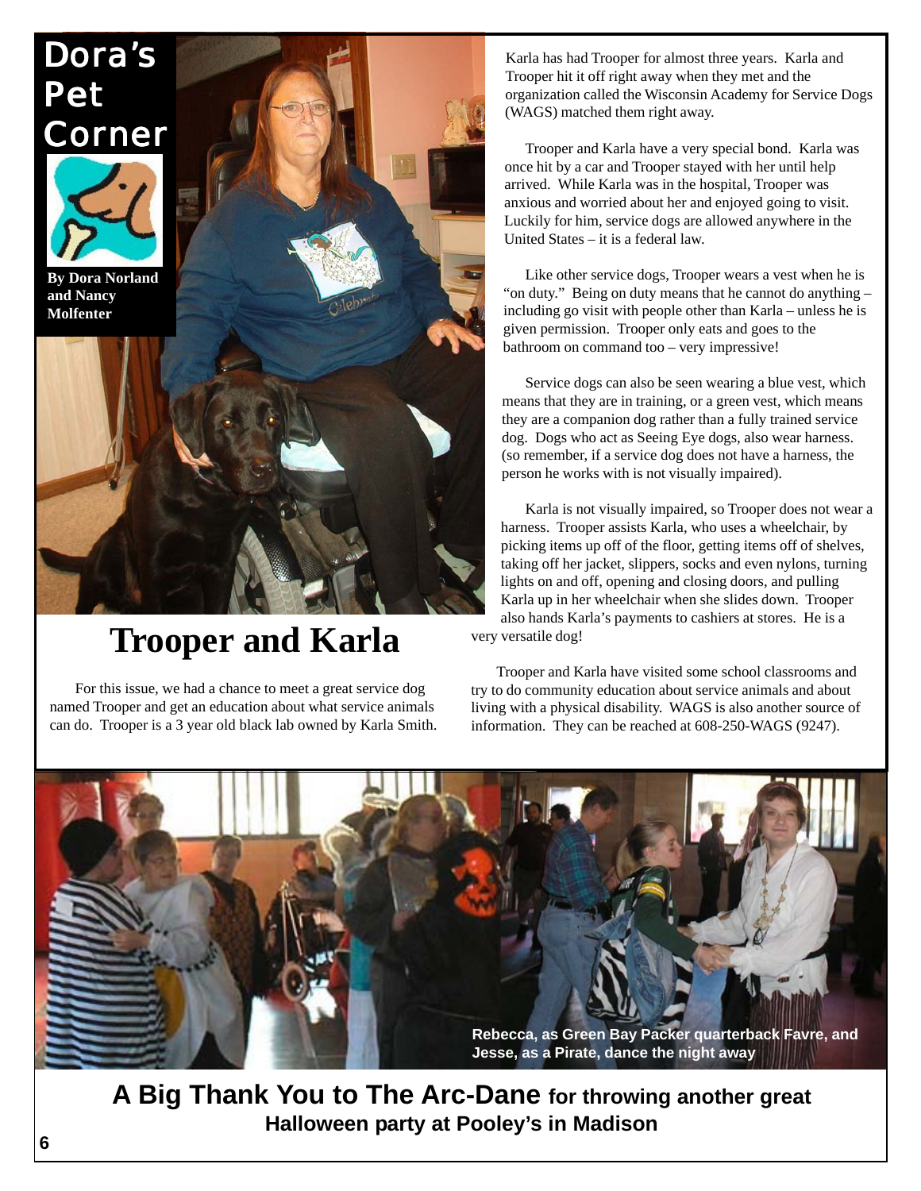# Dora's Pet Corner

**By Dora Norland and Nancy Molfenter**

## Trooper and Karla

For this issue, we had a chance to meet a great service dog named Trooper and get an education about what service animals can do. Trooper is a 3 year old black lab owned by Karla Smith.

Karla has had Trooper for almost three years. Karla and Trooper hit it off right away when they met and the organization called the Wisconsin Academy for Service Dogs (WAGS) matched them right away.

Trooper and Karla have a very special bond. Karla was once hit by a car and Trooper stayed with her until help arrived. While Karla was in the hospital, Trooper was anxious and worried about her and enjoyed going to visit. Luckily for him, service dogs are allowed anywhere in the United States – it is a federal law.

Like other service dogs, Trooper wears a vest when he is "on duty." Being on duty means that he cannot do anything – including go visit with people other than Karla – unless he is given permission. Trooper only eats and goes to the bathroom on command too – very impressive!

Service dogs can also be seen wearing a blue vest, which means that they are in training, or a green vest, which means they are a companion dog rather than a fully trained service dog. Dogs who act as Seeing Eye dogs, also wear harness. (so remember, if a service dog does not have a harness, the person he works with is not visually impaired).

Karla is not visually impaired, so Trooper does not wear a harness. Trooper assists Karla, who uses a wheelchair, by picking items up off of the floor, getting items off of shelves, taking off her jacket, slippers, socks and even nylons, turning lights on and off, opening and closing doors, and pulling Karla up in her wheelchair when she slides down. Trooper also hands Karla's payments to cashiers at stores. He is a very versatile dog!

Trooper and Karla have visited some school classrooms and try to do community education about service animals and about living with a physical disability. WAGS is also another source of information. They can be reached at 608-250-WAGS (9247).

**Rebecca, as Green Bay Packer quarterback Favre, and Jesse, as a Pirate, dance the night away**

**A Big Thank You to The Arc-Dane for throwing another great Halloween party at Pooley's in Madison**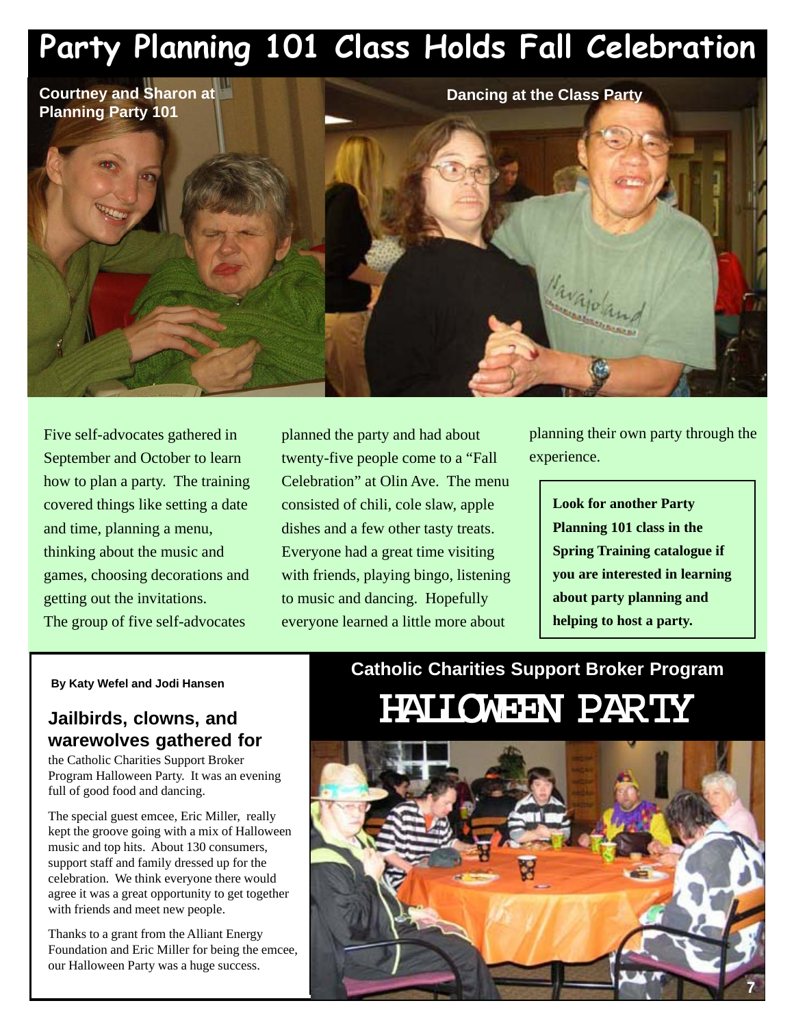# Party Planning 101 Class Holds Fall Celebration

**Courtney and Sharon at Planning Party 101**

**Dancing at the Class Party**

Five self-advocates gathered in September and October to learn how to plan a party. The training covered things like setting a date and time, planning a menu, thinking about the music and games, choosing decorations and getting out the invitations. The group of five self-advocates planned the party and had about twenty-five people come to a "Fall Celebration" at Olin Ave. The menu consisted of chili, cole slaw, apple dishes and a few other tasty treats. Everyone had a great time visiting with friends, playing bingo, listening to music and dancing. Hopefully everyone learned a little more about planning their own party through the experience.

**Look for another Party Planning 101 class in the Spring Training catalogue if you are interested in learning about party planning and helping to host a party.**

## Catholic Charities Support Broker Program

# HALLOWEEN PARTY

**By Katy Wefel and Jodi Hansen**

### Jailbirds, clowns, and warewolves gathered for

the Catholic Charities Support Broker Program Halloween Party. It was an evening full of good food and dancing.

The special guest emcee, Eric Miller, really kept the groove going with a mix of Halloween music and top hits. About 130 consumers, support staff and family dressed up for the celebration. We think everyone there would agree it was a great opportunity to get together with friends and meet new people.

Thanks to a grant from the Alliant Energy Foundation and Eric Miller for being the emcee, our Halloween Party was a huge success.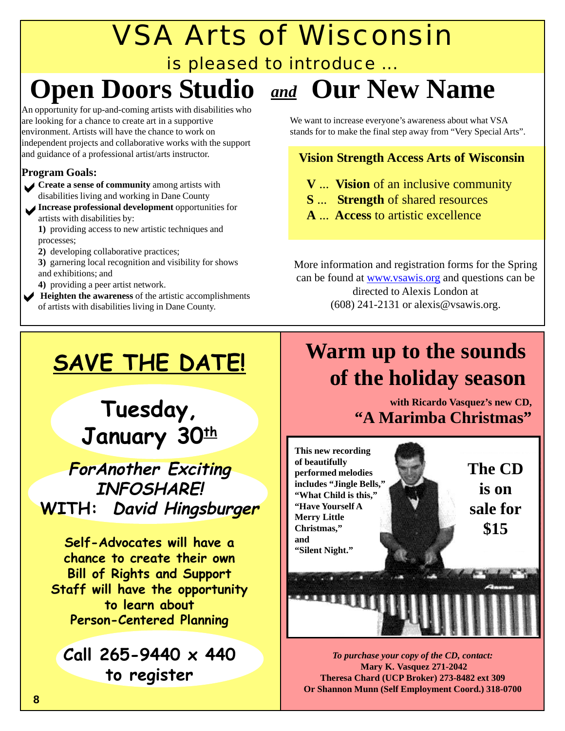# VSA Arts of Wisconsin

is pleased to introduce ...

# Open Doors Studio *and* Our New Name

An opportunity for up-and-coming artists with disabilities who are looking for a chance to create art in a supportive environment. Artists will have the chance to work on independent projects and collaborative works with the support and guidance of a professional artist/arts instructor.

**Program Goals:**

- **Create a sense of community** among artists with disabilities living and working in Dane County
- **Increase professional development** opportunities for artists with disabilities by:
  **1)** providing access to new artistic techniques and processes;
  **2)** developing collaborative practices;
  **3)** garnering local recognition and visibility for shows and exhibitions; and
  **4)** providing a peer artist network.
- **Heighten the awareness** of the artistic accomplishments of artists with disabilities living in Dane County.

We want to increase everyone's awareness about what VSA stands for to make the final step away from "Very Special Arts".

**Vision Strength Access Arts of Wisconsin**

**V** ... **Vision** of an inclusive community
**S** ... **Strength** of shared resources
**A** ... **Access** to artistic excellence

More information and registration forms for the Spring can be found at www.vsawis.org and questions can be directed to Alexis London at (608) 241-2131 or alexis@vsawis.org.

## SAVE THE DATE!

**Tuesday, January 30th**

***ForAnother Exciting INFOSHARE!***
**WITH: *David Hingsburger***

**Self-Advocates will have a chance to create their own Bill of Rights and Support Staff will have the opportunity to learn about Person-Centered Planning**

**Call 265-9440 x 440 to register**

## Warm up to the sounds of the holiday season

**with Ricardo Vasquez's new CD,**
**"A Marimba Christmas"**

**This new recording of beautifully performed melodies includes "Jingle Bells," "What Child is this," "Have Yourself A Merry Little Christmas," and "Silent Night."**

**The CD is on sale for $15**

***To purchase your copy of the CD, contact:***
**Mary K. Vasquez 271-2042**
**Theresa Chard (UCP Broker) 273-8482 ext 309**
**Or Shannon Munn (Self Employment Coord.) 318-0700**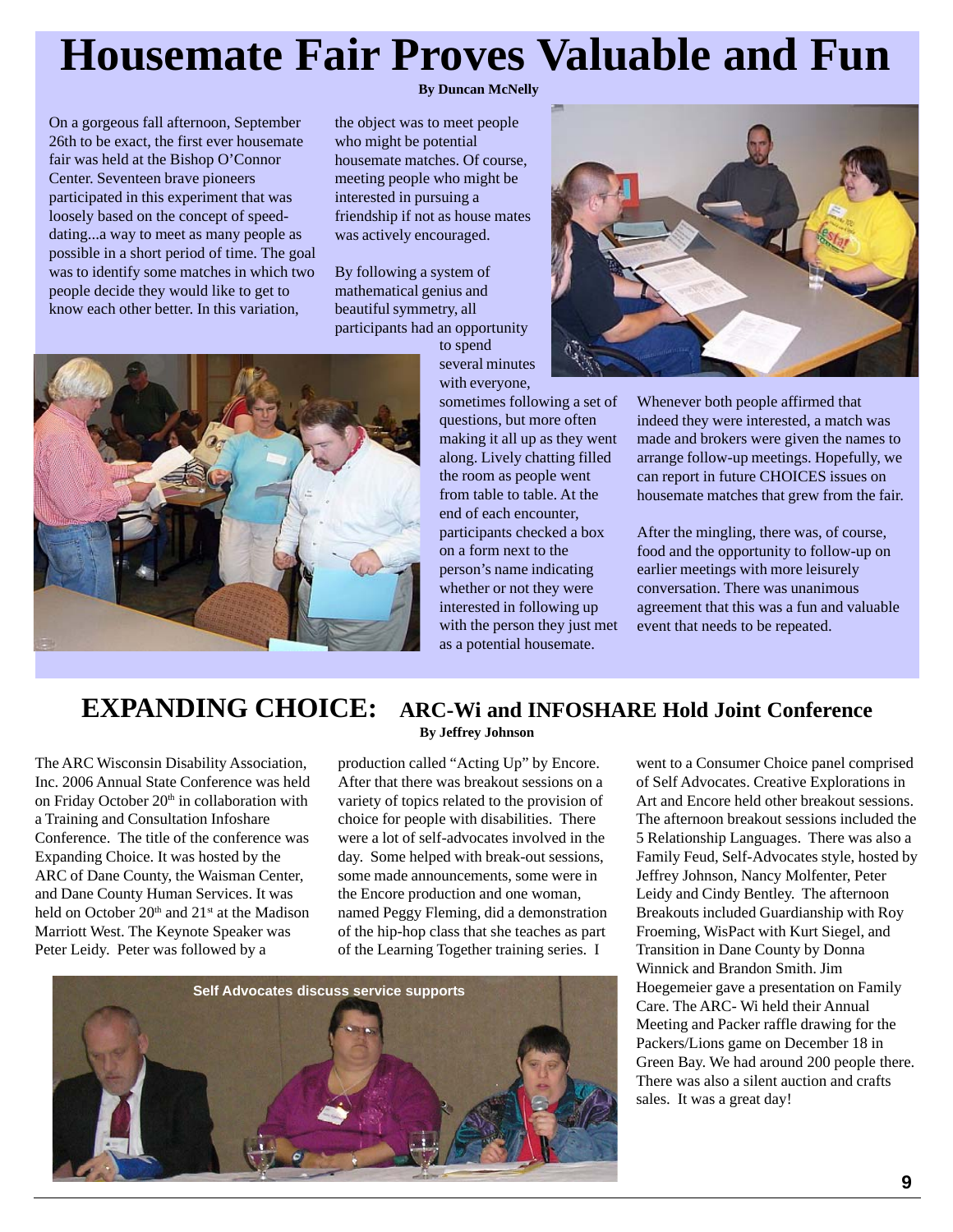# Housemate Fair Proves Valuable and Fun

**By Duncan McNelly**

On a gorgeous fall afternoon, September 26th to be exact, the first ever housemate fair was held at the Bishop O'Connor Center. Seventeen brave pioneers participated in this experiment that was loosely based on the concept of speed-dating...a way to meet as many people as possible in a short period of time. The goal was to identify some matches in which two people decide they would like to get to know each other better. In this variation, the object was to meet people who might be potential housemate matches. Of course, meeting people who might be interested in pursuing a friendship if not as house mates was actively encouraged.

By following a system of mathematical genius and beautiful symmetry, all participants had an opportunity to spend several minutes with everyone, sometimes following a set of questions, but more often making it all up as they went along. Lively chatting filled the room as people went from table to table. At the end of each encounter, participants checked a box on a form next to the person's name indicating whether or not they were interested in following up with the person they just met as a potential housemate.

Whenever both people affirmed that indeed they were interested, a match was made and brokers were given the names to arrange follow-up meetings. Hopefully, we can report in future CHOICES issues on housemate matches that grew from the fair.

After the mingling, there was, of course, food and the opportunity to follow-up on earlier meetings with more leisurely conversation. There was unanimous agreement that this was a fun and valuable event that needs to be repeated.

## EXPANDING CHOICE: ARC-Wi and INFOSHARE Hold Joint Conference

**By Jeffrey Johnson**

The ARC Wisconsin Disability Association, Inc. 2006 Annual State Conference was held on Friday October 20th in collaboration with a Training and Consultation Infoshare Conference. The title of the conference was Expanding Choice. It was hosted by the ARC of Dane County, the Waisman Center, and Dane County Human Services. It was held on October 20th and 21st at the Madison Marriott West. The Keynote Speaker was Peter Leidy. Peter was followed by a production called "Acting Up" by Encore. After that there was breakout sessions on a variety of topics related to the provision of choice for people with disabilities. There were a lot of self-advocates involved in the day. Some helped with break-out sessions, some made announcements, some were in the Encore production and one woman, named Peggy Fleming, did a demonstration of the hip-hop class that she teaches as part of the Learning Together training series. I went to a Consumer Choice panel comprised of Self Advocates. Creative Explorations in Art and Encore held other breakout sessions. The afternoon breakout sessions included the 5 Relationship Languages. There was also a Family Feud, Self-Advocates style, hosted by Jeffrey Johnson, Nancy Molfenter, Peter Leidy and Cindy Bentley. The afternoon Breakouts included Guardianship with Roy Froeming, WisPact with Kurt Siegel, and Transition in Dane County by Donna Winnick and Brandon Smith. Jim Hoegemeier gave a presentation on Family Care. The ARC- Wi held their Annual Meeting and Packer raffle drawing for the Packers/Lions game on December 18 in Green Bay. We had around 200 people there. There was also a silent auction and crafts sales. It was a great day!

Self Advocates discuss service supports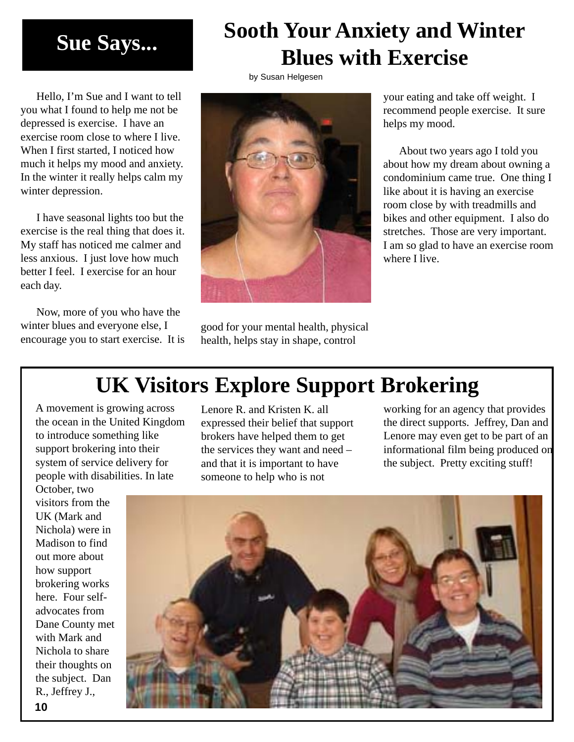## Sue Says...

# Sooth Your Anxiety and Winter Blues with Exercise

by Susan Helgesen

Hello, I'm Sue and I want to tell you what I found to help me not be depressed is exercise. I have an exercise room close to where I live. When I first started, I noticed how much it helps my mood and anxiety. In the winter it really helps calm my winter depression.

I have seasonal lights too but the exercise is the real thing that does it. My staff has noticed me calmer and less anxious. I just love how much better I feel. I exercise for an hour each day.

Now, more of you who have the winter blues and everyone else, I encourage you to start exercise. It is good for your mental health, physical health, helps stay in shape, control your eating and take off weight. I recommend people exercise. It sure helps my mood.

About two years ago I told you about how my dream about owning a condominium came true. One thing I like about it is having an exercise room close by with treadmills and bikes and other equipment. I also do stretches. Those are very important. I am so glad to have an exercise room where I live.

# UK Visitors Explore Support Brokering

A movement is growing across the ocean in the United Kingdom to introduce something like support brokering into their system of service delivery for people with disabilities. In late October, two visitors from the UK (Mark and Nichola) were in Madison to find out more about how support brokering works here. Four self-advocates from Dane County met with Mark and Nichola to share their thoughts on the subject. Dan R., Jeffrey J., Lenore R. and Kristen K. all expressed their belief that support brokers have helped them to get the services they want and need – and that it is important to have someone to help who is not working for an agency that provides the direct supports. Jeffrey, Dan and Lenore may even get to be part of an informational film being produced on the subject. Pretty exciting stuff!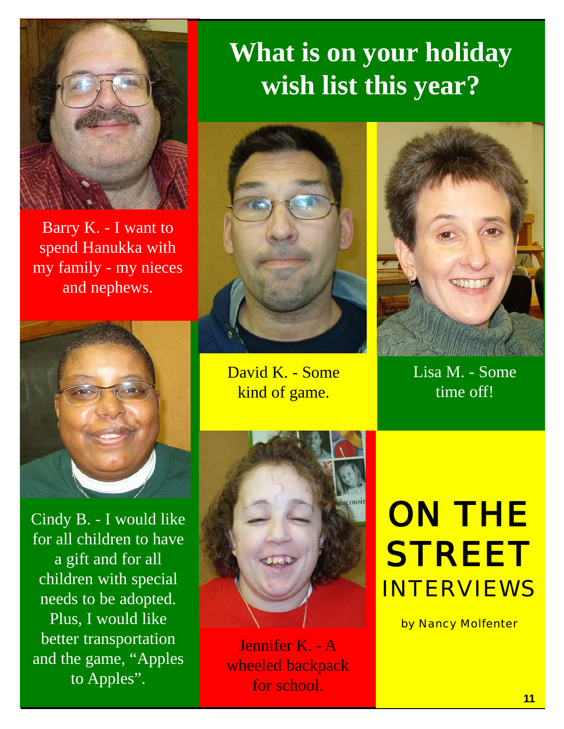# What is on your holiday wish list this year?

Barry K. - I want to spend Hanukka with my family - my nieces and nephews.

David K. - Some kind of game.

Lisa M. - Some time off!

Cindy B. - I would like for all children to have a gift and for all children with special needs to be adopted. Plus, I would like better transportation and the game, "Apples to Apples".

Jennifer K. - A wheeled backpack for school.

## ON THE STREET INTERVIEWS

by Nancy Molfenter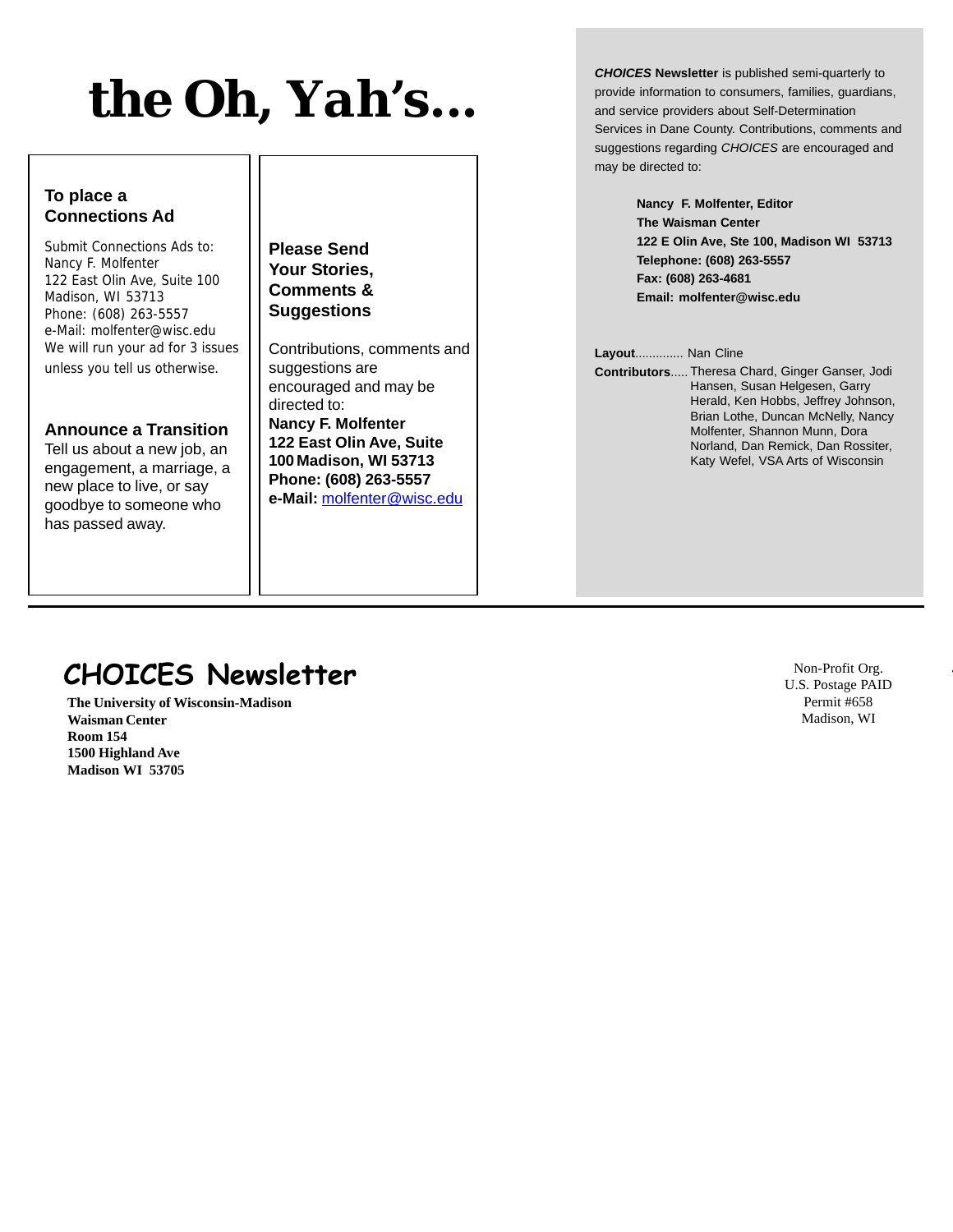# the Oh, Yah's...

### To place a Connections Ad

Submit Connections Ads to:
Nancy F. Molfenter
122 East Olin Ave, Suite 100
Madison, WI 53713
Phone: (608) 263-5557
e-Mail: molfenter@wisc.edu
We will run your ad for 3 issues unless you tell us otherwise.

### Announce a Transition

Tell us about a new job, an engagement, a marriage, a new place to live, or say goodbye to someone who has passed away.

### Please Send Your Stories, Comments & Suggestions

Contributions, comments and suggestions are encouraged and may be directed to:

**Nancy F. Molfenter**
**122 East Olin Ave, Suite 100 Madison, WI 53713**
**Phone: (608) 263-5557**
**e-Mail:** molfenter@wisc.edu

***CHOICES* Newsletter** is published semi-quarterly to provide information to consumers, families, guardians, and service providers about Self-Determination Services in Dane County. Contributions, comments and suggestions regarding *CHOICES* are encouraged and may be directed to:

**Nancy F. Molfenter, Editor**
**The Waisman Center**
**122 E Olin Ave, Ste 100, Madison WI 53713**
**Telephone: (608) 263-5557**
**Fax: (608) 263-4681**
**Email: molfenter@wisc.edu**

**Layout**.............. Nan Cline
**Contributors**..... Theresa Chard, Ginger Ganser, Jodi Hansen, Susan Helgesen, Garry Herald, Ken Hobbs, Jeffrey Johnson, Brian Lothe, Duncan McNelly, Nancy Molfenter, Shannon Munn, Dora Norland, Dan Remick, Dan Rossiter, Katy Wefel, VSA Arts of Wisconsin

---

## CHOICES Newsletter

**The University of Wisconsin-Madison**
**Waisman Center**
**Room 154**
**1500 Highland Ave**
**Madison WI 53705**

Non-Profit Org.
U.S. Postage PAID
Permit #658
Madison, WI